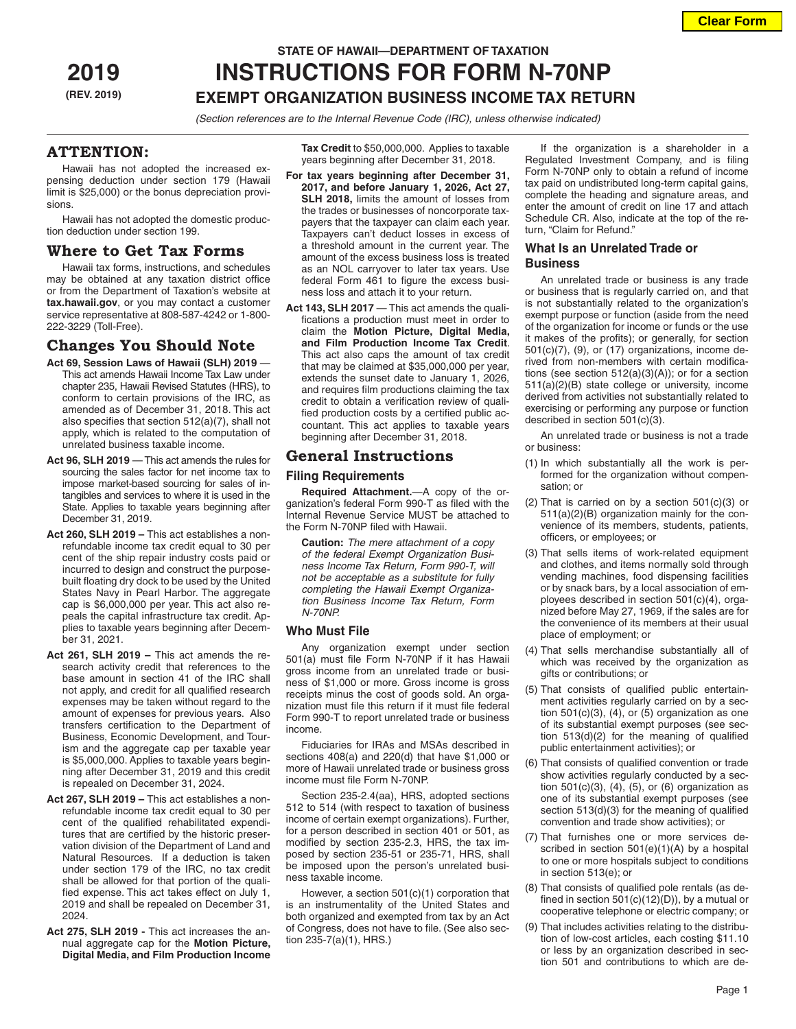# STATE OF HAWAII—DEPARTMENT OF TAXATION

**2019**
**(REV. 2019)**

# INSTRUCTIONS FOR FORM N-70NP

## EXEMPT ORGANIZATION BUSINESS INCOME TAX RETURN

*(Section references are to the Internal Revenue Code (IRC), unless otherwise indicated)*

## ATTENTION:

Hawaii has not adopted the increased expensing deduction under section 179 (Hawaii limit is $25,000) or the bonus depreciation provisions.

Hawaii has not adopted the domestic production deduction under section 199.

## Where to Get Tax Forms

Hawaii tax forms, instructions, and schedules may be obtained at any taxation district office or from the Department of Taxation's website at **tax.hawaii.gov**, or you may contact a customer service representative at 808-587-4242 or 1-800-222-3229 (Toll-Free).

## Changes You Should Note

**Act 69, Session Laws of Hawaii (SLH) 2019** — This act amends Hawaii Income Tax Law under chapter 235, Hawaii Revised Statutes (HRS), to conform to certain provisions of the IRC, as amended as of December 31, 2018. This act also specifies that section 512(a)(7), shall not apply, which is related to the computation of unrelated business taxable income.

**Act 96, SLH 2019** — This act amends the rules for sourcing the sales factor for net income tax to impose market-based sourcing for sales of intangibles and services to where it is used in the State. Applies to taxable years beginning after December 31, 2019.

**Act 260, SLH 2019 –** This act establishes a nonrefundable income tax credit equal to 30 per cent of the ship repair industry costs paid or incurred to design and construct the purpose-built floating dry dock to be used by the United States Navy in Pearl Harbor. The aggregate cap is $6,000,000 per year. This act also repeals the capital infrastructure tax credit. Applies to taxable years beginning after December 31, 2021.

**Act 261, SLH 2019 –** This act amends the research activity credit that references to the base amount in section 41 of the IRC shall not apply, and credit for all qualified research expenses may be taken without regard to the amount of expenses for previous years. Also transfers certification to the Department of Business, Economic Development, and Tourism and the aggregate cap per taxable year is $5,000,000. Applies to taxable years beginning after December 31, 2019 and this credit is repealed on December 31, 2024.

**Act 267, SLH 2019 –** This act establishes a nonrefundable income tax credit equal to 30 per cent of the qualified rehabilitated expenditures that are certified by the historic preservation division of the Department of Land and Natural Resources. If a deduction is taken under section 179 of the IRC, no tax credit shall be allowed for that portion of the qualified expense. This act takes effect on July 1, 2019 and shall be repealed on December 31, 2024.

**Act 275, SLH 2019 -** This act increases the annual aggregate cap for the **Motion Picture, Digital Media, and Film Production Income Tax Credit** to $50,000,000. Applies to taxable years beginning after December 31, 2018.

**For tax years beginning after December 31, 2017, and before January 1, 2026, Act 27, SLH 2018,** limits the amount of losses from the trades or businesses of noncorporate taxpayers that the taxpayer can claim each year. Taxpayers can't deduct losses in excess of a threshold amount in the current year. The amount of the excess business loss is treated as an NOL carryover to later tax years. Use federal Form 461 to figure the excess business loss and attach it to your return.

**Act 143, SLH 2017** — This act amends the qualifications a production must meet in order to claim the **Motion Picture, Digital Media, and Film Production Income Tax Credit**. This act also caps the amount of tax credit that may be claimed at $35,000,000 per year, extends the sunset date to January 1, 2026, and requires film productions claiming the tax credit to obtain a verification review of qualified production costs by a certified public accountant. This act applies to taxable years beginning after December 31, 2018.

## General Instructions

### Filing Requirements

**Required Attachment.**—A copy of the organization's federal Form 990-T as filed with the Internal Revenue Service MUST be attached to the Form N-70NP filed with Hawaii.

**Caution:** *The mere attachment of a copy of the federal Exempt Organization Business Income Tax Return, Form 990-T, will not be acceptable as a substitute for fully completing the Hawaii Exempt Organization Business Income Tax Return, Form N-70NP.*

### Who Must File

Any organization exempt under section 501(a) must file Form N-70NP if it has Hawaii gross income from an unrelated trade or business of $1,000 or more. Gross income is gross receipts minus the cost of goods sold. An organization must file this return if it must file federal Form 990-T to report unrelated trade or business income.

Fiduciaries for IRAs and MSAs described in sections 408(a) and 220(d) that have $1,000 or more of Hawaii unrelated trade or business gross income must file Form N-70NP.

Section 235-2.4(aa), HRS, adopted sections 512 to 514 (with respect to taxation of business income of certain exempt organizations). Further, for a person described in section 401 or 501, as modified by section 235-2.3, HRS, the tax imposed by section 235-51 or 235-71, HRS, shall be imposed upon the person's unrelated business taxable income.

However, a section 501(c)(1) corporation that is an instrumentality of the United States and both organized and exempted from tax by an Act of Congress, does not have to file. (See also section 235-7(a)(1), HRS.)

If the organization is a shareholder in a Regulated Investment Company, and is filing Form N-70NP only to obtain a refund of income tax paid on undistributed long-term capital gains, complete the heading and signature areas, and enter the amount of credit on line 17 and attach Schedule CR. Also, indicate at the top of the return, "Claim for Refund."

### What Is an Unrelated Trade or Business

An unrelated trade or business is any trade or business that is regularly carried on, and that is not substantially related to the organization's exempt purpose or function (aside from the need of the organization for income or funds or the use it makes of the profits); or generally, for section 501(c)(7), (9), or (17) organizations, income derived from non-members with certain modifications (see section 512(a)(3)(A)); or for a section 511(a)(2)(B) state college or university, income derived from activities not substantially related to exercising or performing any purpose or function described in section 501(c)(3).

An unrelated trade or business is not a trade or business:

(1) In which substantially all the work is performed for the organization without compensation; or

(2) That is carried on by a section 501(c)(3) or 511(a)(2)(B) organization mainly for the convenience of its members, students, patients, officers, or employees; or

(3) That sells items of work-related equipment and clothes, and items normally sold through vending machines, food dispensing facilities or by snack bars, by a local association of employees described in section 501(c)(4), organized before May 27, 1969, if the sales are for the convenience of its members at their usual place of employment; or

(4) That sells merchandise substantially all of which was received by the organization as gifts or contributions; or

(5) That consists of qualified public entertainment activities regularly carried on by a section 501(c)(3), (4), or (5) organization as one of its substantial exempt purposes (see section 513(d)(2) for the meaning of qualified public entertainment activities); or

(6) That consists of qualified convention or trade show activities regularly conducted by a section 501(c)(3), (4), (5), or (6) organization as one of its substantial exempt purposes (see section 513(d)(3) for the meaning of qualified convention and trade show activities); or

(7) That furnishes one or more services described in section 501(e)(1)(A) by a hospital to one or more hospitals subject to conditions in section 513(e); or

(8) That consists of qualified pole rentals (as defined in section 501(c)(12)(D)), by a mutual or cooperative telephone or electric company; or

(9) That includes activities relating to the distribution of low-cost articles, each costing $11.10 or less by an organization described in section 501 and contributions to which are de-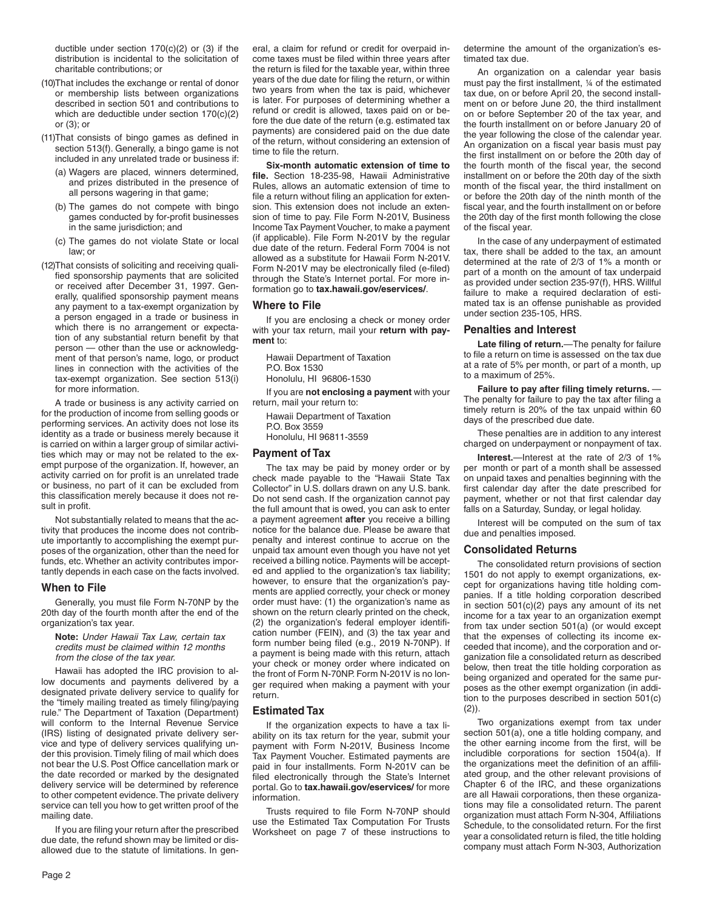ductible under section 170(c)(2) or (3) if the distribution is incidental to the solicitation of charitable contributions; or

(10) That includes the exchange or rental of donor or membership lists between organizations described in section 501 and contributions to which are deductible under section 170(c)(2) or (3); or

(11) That consists of bingo games as defined in section 513(f). Generally, a bingo game is not included in any unrelated trade or business if:

(a) Wagers are placed, winners determined, and prizes distributed in the presence of all persons wagering in that game;

(b) The games do not compete with bingo games conducted by for-profit businesses in the same jurisdiction; and

(c) The games do not violate State or local law; or

(12) That consists of soliciting and receiving qualified sponsorship payments that are solicited or received after December 31, 1997. Generally, qualified sponsorship payment means any payment to a tax-exempt organization by a person engaged in a trade or business in which there is no arrangement or expectation of any substantial return benefit by that person — other than the use or acknowledgment of that person's name, logo, or product lines in connection with the activities of the tax-exempt organization. See section 513(i) for more information.

A trade or business is any activity carried on for the production of income from selling goods or performing services. An activity does not lose its identity as a trade or business merely because it is carried on within a larger group of similar activities which may or may not be related to the exempt purpose of the organization. If, however, an activity carried on for profit is an unrelated trade or business, no part of it can be excluded from this classification merely because it does not result in profit.

Not substantially related to means that the activity that produces the income does not contribute importantly to accomplishing the exempt purposes of the organization, other than the need for funds, etc. Whether an activity contributes importantly depends in each case on the facts involved.

## When to File

Generally, you must file Form N-70NP by the 20th day of the fourth month after the end of the organization's tax year.

**Note:** *Under Hawaii Tax Law, certain tax credits must be claimed within 12 months from the close of the tax year.*

Hawaii has adopted the IRC provision to allow documents and payments delivered by a designated private delivery service to qualify for the "timely mailing treated as timely filing/paying rule." The Department of Taxation (Department) will conform to the Internal Revenue Service (IRS) listing of designated private delivery service and type of delivery services qualifying under this provision. Timely filing of mail which does not bear the U.S. Post Office cancellation mark or the date recorded or marked by the designated delivery service will be determined by reference to other competent evidence. The private delivery service can tell you how to get written proof of the mailing date.

If you are filing your return after the prescribed due date, the refund shown may be limited or disallowed due to the statute of limitations. In general, a claim for refund or credit for overpaid income taxes must be filed within three years after the return is filed for the taxable year, within three years of the due date for filing the return, or within two years from when the tax is paid, whichever is later. For purposes of determining whether a refund or credit is allowed, taxes paid on or before the due date of the return (e.g. estimated tax payments) are considered paid on the due date of the return, without considering an extension of time to file the return.

**Six-month automatic extension of time to file.** Section 18-235-98, Hawaii Administrative Rules, allows an automatic extension of time to file a return without filing an application for extension. This extension does not include an extension of time to pay. File Form N-201V, Business Income Tax Payment Voucher, to make a payment (if applicable). File Form N-201V by the regular due date of the return. Federal Form 7004 is not allowed as a substitute for Hawaii Form N-201V. Form N-201V may be electronically filed (e-filed) through the State's Internet portal. For more information go to **tax.hawaii.gov/eservices/**.

## Where to File

If you are enclosing a check or money order with your tax return, mail your **return with payment** to:

Hawaii Department of Taxation
P.O. Box 1530
Honolulu, HI 96806-1530

If you are **not enclosing a payment** with your return, mail your return to:

Hawaii Department of Taxation
P.O. Box 3559
Honolulu, HI 96811-3559

## Payment of Tax

The tax may be paid by money order or by check made payable to the "Hawaii State Tax Collector" in U.S. dollars drawn on any U.S. bank. Do not send cash. If the organization cannot pay the full amount that is owed, you can ask to enter a payment agreement **after** you receive a billing notice for the balance due. Please be aware that penalty and interest continue to accrue on the unpaid tax amount even though you have not yet received a billing notice. Payments will be accepted and applied to the organization's tax liability; however, to ensure that the organization's payments are applied correctly, your check or money order must have: (1) the organization's name as shown on the return clearly printed on the check, (2) the organization's federal employer identification number (FEIN), and (3) the tax year and form number being filed (e.g., 2019 N-70NP). If a payment is being made with this return, attach your check or money order where indicated on the front of Form N-70NP. Form N-201V is no longer required when making a payment with your return.

## Estimated Tax

If the organization expects to have a tax liability on its tax return for the year, submit your payment with Form N-201V, Business Income Tax Payment Voucher. Estimated payments are paid in four installments. Form N-201V can be filed electronically through the State's Internet portal. Go to **tax.hawaii.gov/eservices/** for more information.

Trusts required to file Form N-70NP should use the Estimated Tax Computation For Trusts Worksheet on page 7 of these instructions to determine the amount of the organization's estimated tax due.

An organization on a calendar year basis must pay the first installment, ¼ of the estimated tax due, on or before April 20, the second installment on or before June 20, the third installment on or before September 20 of the tax year, and the fourth installment on or before January 20 of the year following the close of the calendar year. An organization on a fiscal year basis must pay the first installment on or before the 20th day of the fourth month of the fiscal year, the second installment on or before the 20th day of the sixth month of the fiscal year, the third installment on or before the 20th day of the ninth month of the fiscal year, and the fourth installment on or before the 20th day of the first month following the close of the fiscal year.

In the case of any underpayment of estimated tax, there shall be added to the tax, an amount determined at the rate of 2/3 of 1% a month or part of a month on the amount of tax underpaid as provided under section 235-97(f), HRS. Willful failure to make a required declaration of estimated tax is an offense punishable as provided under section 235-105, HRS.

## Penalties and Interest

**Late filing of return.**—The penalty for failure to file a return on time is assessed on the tax due at a rate of 5% per month, or part of a month, up to a maximum of 25%.

**Failure to pay after filing timely returns.** — The penalty for failure to pay the tax after filing a timely return is 20% of the tax unpaid within 60 days of the prescribed due date.

These penalties are in addition to any interest charged on underpayment or nonpayment of tax.

**Interest.**—Interest at the rate of 2/3 of 1% per month or part of a month shall be assessed on unpaid taxes and penalties beginning with the first calendar day after the date prescribed for payment, whether or not that first calendar day falls on a Saturday, Sunday, or legal holiday.

Interest will be computed on the sum of tax due and penalties imposed.

## Consolidated Returns

The consolidated return provisions of section 1501 do not apply to exempt organizations, except for organizations having title holding companies. If a title holding corporation described in section 501(c)(2) pays any amount of its net income for a tax year to an organization exempt from tax under section 501(a) (or would except that the expenses of collecting its income exceeded that income), and the corporation and organization file a consolidated return as described below, then treat the title holding corporation as being organized and operated for the same purposes as the other exempt organization (in addition to the purposes described in section 501(c)(2)).

Two organizations exempt from tax under section 501(a), one a title holding company, and the other earning income from the first, will be includible corporations for section 1504(a). If the organizations meet the definition of an affiliated group, and the other relevant provisions of Chapter 6 of the IRC, and these organizations are all Hawaii corporations, then these organizations may file a consolidated return. The parent organization must attach Form N-304, Affiliations Schedule, to the consolidated return. For the first year a consolidated return is filed, the title holding company must attach Form N-303, Authorization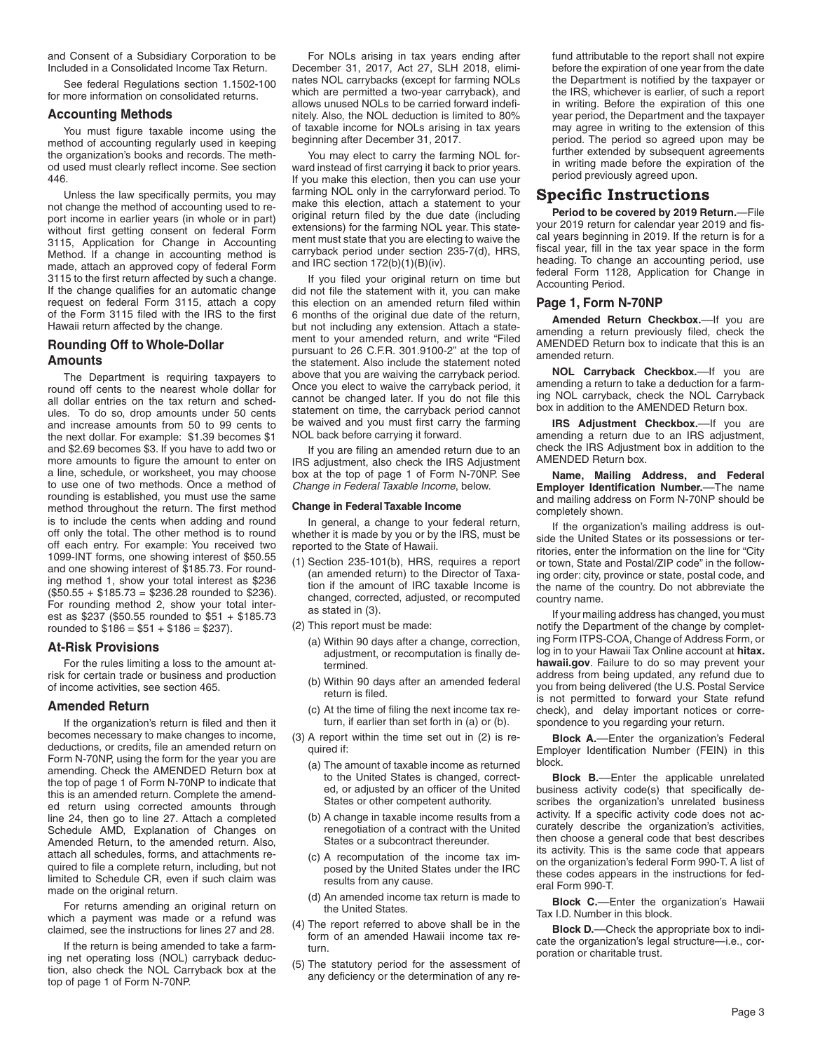and Consent of a Subsidiary Corporation to be Included in a Consolidated Income Tax Return.

See federal Regulations section 1.1502-100 for more information on consolidated returns.

### Accounting Methods

You must figure taxable income using the method of accounting regularly used in keeping the organization's books and records. The method used must clearly reflect income. See section 446.

Unless the law specifically permits, you may not change the method of accounting used to report income in earlier years (in whole or in part) without first getting consent on federal Form 3115, Application for Change in Accounting Method. If a change in accounting method is made, attach an approved copy of federal Form 3115 to the first return affected by such a change. If the change qualifies for an automatic change request on federal Form 3115, attach a copy of the Form 3115 filed with the IRS to the first Hawaii return affected by the change.

### Rounding Off to Whole-Dollar Amounts

The Department is requiring taxpayers to round off cents to the nearest whole dollar for all dollar entries on the tax return and schedules. To do so, drop amounts under 50 cents and increase amounts from 50 to 99 cents to the next dollar. For example: $1.39 becomes $1 and $2.69 becomes $3. If you have to add two or more amounts to figure the amount to enter on a line, schedule, or worksheet, you may choose to use one of two methods. Once a method of rounding is established, you must use the same method throughout the return. The first method is to include the cents when adding and round off only the total. The other method is to round off each entry. For example: You received two 1099-INT forms, one showing interest of $50.55 and one showing interest of $185.73. For rounding method 1, show your total interest as $236 ($50.55 + $185.73 = $236.28 rounded to $236). For rounding method 2, show your total interest as $237 ($50.55 rounded to $51 + $185.73 rounded to $186 = $51 + $186 = $237).

### At-Risk Provisions

For the rules limiting a loss to the amount at-risk for certain trade or business and production of income activities, see section 465.

### Amended Return

If the organization's return is filed and then it becomes necessary to make changes to income, deductions, or credits, file an amended return on Form N-70NP, using the form for the year you are amending. Check the AMENDED Return box at the top of page 1 of Form N-70NP to indicate that this is an amended return. Complete the amended return using corrected amounts through line 24, then go to line 27. Attach a completed Schedule AMD, Explanation of Changes on Amended Return, to the amended return. Also, attach all schedules, forms, and attachments required to file a complete return, including, but not limited to Schedule CR, even if such claim was made on the original return.

For returns amending an original return on which a payment was made or a refund was claimed, see the instructions for lines 27 and 28.

If the return is being amended to take a farming net operating loss (NOL) carryback deduction, also check the NOL Carryback box at the top of page 1 of Form N-70NP.

For NOLs arising in tax years ending after December 31, 2017, Act 27, SLH 2018, eliminates NOL carrybacks (except for farming NOLs which are permitted a two-year carryback), and allows unused NOLs to be carried forward indefinitely. Also, the NOL deduction is limited to 80% of taxable income for NOLs arising in tax years beginning after December 31, 2017.

You may elect to carry the farming NOL forward instead of first carrying it back to prior years. If you make this election, then you can use your farming NOL only in the carryforward period. To make this election, attach a statement to your original return filed by the due date (including extensions) for the farming NOL year. This statement must state that you are electing to waive the carryback period under section 235-7(d), HRS, and IRC section 172(b)(1)(B)(iv).

If you filed your original return on time but did not file the statement with it, you can make this election on an amended return filed within 6 months of the original due date of the return, but not including any extension. Attach a statement to your amended return, and write "Filed pursuant to 26 C.F.R. 301.9100-2" at the top of the statement. Also include the statement noted above that you are waiving the carryback period. Once you elect to waive the carryback period, it cannot be changed later. If you do not file this statement on time, the carryback period cannot be waived and you must first carry the farming NOL back before carrying it forward.

If you are filing an amended return due to an IRS adjustment, also check the IRS Adjustment box at the top of page 1 of Form N-70NP. See *Change in Federal Taxable Income*, below.

#### Change in Federal Taxable Income

In general, a change to your federal return, whether it is made by you or by the IRS, must be reported to the State of Hawaii.

(1) Section 235-101(b), HRS, requires a report (an amended return) to the Director of Taxation if the amount of IRC taxable Income is changed, corrected, adjusted, or recomputed as stated in (3).

(2) This report must be made:
   - (a) Within 90 days after a change, correction, adjustment, or recomputation is finally determined.
   - (b) Within 90 days after an amended federal return is filed.
   - (c) At the time of filing the next income tax return, if earlier than set forth in (a) or (b).

(3) A report within the time set out in (2) is required if:
   - (a) The amount of taxable income as returned to the United States is changed, corrected, or adjusted by an officer of the United States or other competent authority.
   - (b) A change in taxable income results from a renegotiation of a contract with the United States or a subcontract thereunder.
   - (c) A recomputation of the income tax imposed by the United States under the IRC results from any cause.
   - (d) An amended income tax return is made to the United States.

(4) The report referred to above shall be in the form of an amended Hawaii income tax return.

(5) The statutory period for the assessment of any deficiency or the determination of any refund attributable to the report shall not expire before the expiration of one year from the date the Department is notified by the taxpayer or the IRS, whichever is earlier, of such a report in writing. Before the expiration of this one year period, the Department and the taxpayer may agree in writing to the extension of this period. The period so agreed upon may be further extended by subsequent agreements in writing made before the expiration of the period previously agreed upon.

## Specific Instructions

**Period to be covered by 2019 Return.**—File your 2019 return for calendar year 2019 and fiscal years beginning in 2019. If the return is for a fiscal year, fill in the tax year space in the form heading. To change an accounting period, use federal Form 1128, Application for Change in Accounting Period.

### Page 1, Form N-70NP

**Amended Return Checkbox.**—If you are amending a return previously filed, check the AMENDED Return box to indicate that this is an amended return.

**NOL Carryback Checkbox.**—If you are amending a return to take a deduction for a farming NOL carryback, check the NOL Carryback box in addition to the AMENDED Return box.

**IRS Adjustment Checkbox.**—If you are amending a return due to an IRS adjustment, check the IRS Adjustment box in addition to the AMENDED Return box.

**Name, Mailing Address, and Federal Employer Identification Number.**—The name and mailing address on Form N-70NP should be completely shown.

If the organization's mailing address is outside the United States or its possessions or territories, enter the information on the line for "City or town, State and Postal/ZIP code" in the following order: city, province or state, postal code, and the name of the country. Do not abbreviate the country name.

If your mailing address has changed, you must notify the Department of the change by completing Form ITPS-COA, Change of Address Form, or log in to your Hawaii Tax Online account at **hitax.hawaii.gov**. Failure to do so may prevent your address from being updated, any refund due to you from being delivered (the U.S. Postal Service is not permitted to forward your State refund check), and delay important notices or correspondence to you regarding your return.

**Block A.**—Enter the organization's Federal Employer Identification Number (FEIN) in this block.

**Block B.**—Enter the applicable unrelated business activity code(s) that specifically describes the organization's unrelated business activity. If a specific activity code does not accurately describe the organization's activities, then choose a general code that best describes its activity. This is the same code that appears on the organization's federal Form 990-T. A list of these codes appears in the instructions for federal Form 990-T.

**Block C.**—Enter the organization's Hawaii Tax I.D. Number in this block.

**Block D.**—Check the appropriate box to indicate the organization's legal structure—i.e., corporation or charitable trust.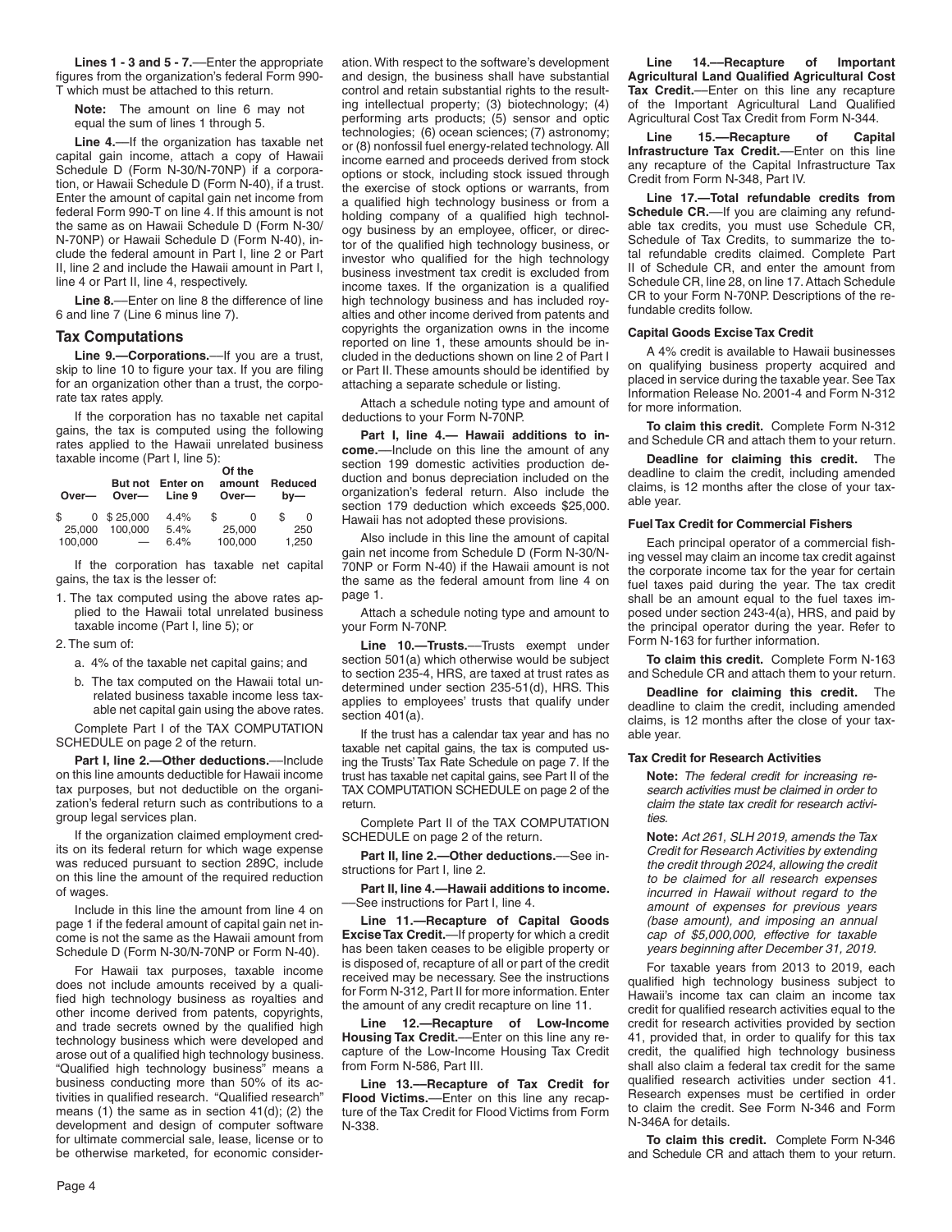**Lines 1 - 3 and 5 - 7.**—Enter the appropriate figures from the organization's federal Form 990-T which must be attached to this return.

**Note:** The amount on line 6 may not equal the sum of lines 1 through 5.

**Line 4.**—If the organization has taxable net capital gain income, attach a copy of Hawaii Schedule D (Form N-30/N-70NP) if a corporation, or Hawaii Schedule D (Form N-40), if a trust. Enter the amount of capital gain net income from federal Form 990-T on line 4. If this amount is not the same as on Hawaii Schedule D (Form N-30/N-70NP) or Hawaii Schedule D (Form N-40), include the federal amount in Part I, line 2 or Part II, line 2 and include the Hawaii amount in Part I, line 4 or Part II, line 4, respectively.

**Line 8.**—Enter on line 8 the difference of line 6 and line 7 (Line 6 minus line 7).

## Tax Computations

**Line 9.—Corporations.**—If you are a trust, skip to line 10 to figure your tax. If you are filing for an organization other than a trust, the corporate tax rates apply.

If the corporation has no taxable net capital gains, the tax is computed using the following rates applied to the Hawaii unrelated business taxable income (Part I, line 5):

| Over— | But not Over— | Enter on Line 9 | Of the amount Over— | Reduced by— |
|---|---|---|---|---|
| $ 0 | $ 25,000 | 4.4% | $ 0 | $ 0 |
| 25,000 | 100,000 | 5.4% | 25,000 | 250 |
| 100,000 | — | 6.4% | 100,000 | 1,250 |

If the corporation has taxable net capital gains, the tax is the lesser of:

1. The tax computed using the above rates applied to the Hawaii total unrelated business taxable income (Part I, line 5); or
2. The sum of:
   a. 4% of the taxable net capital gains; and
   b. The tax computed on the Hawaii total unrelated business taxable income less taxable net capital gain using the above rates.

Complete Part I of the TAX COMPUTATION SCHEDULE on page 2 of the return.

**Part I, line 2.—Other deductions.**—Include on this line amounts deductible for Hawaii income tax purposes, but not deductible on the organization's federal return such as contributions to a group legal services plan.

If the organization claimed employment credits on its federal return for which wage expense was reduced pursuant to section 289C, include on this line the amount of the required reduction of wages.

Include in this line the amount from line 4 on page 1 if the federal amount of capital gain net income is not the same as the Hawaii amount from Schedule D (Form N-30/N-70NP or Form N-40).

For Hawaii tax purposes, taxable income does not include amounts received by a qualified high technology business as royalties and other income derived from patents, copyrights, and trade secrets owned by the qualified high technology business which were developed and arose out of a qualified high technology business. "Qualified high technology business" means a business conducting more than 50% of its activities in qualified research. "Qualified research" means (1) the same as in section 41(d); (2) the development and design of computer software for ultimate commercial sale, lease, license or to be otherwise marketed, for economic consideration. With respect to the software's development and design, the business shall have substantial control and retain substantial rights to the resulting intellectual property; (3) biotechnology; (4) performing arts products; (5) sensor and optic technologies; (6) ocean sciences; (7) astronomy; or (8) nonfossil fuel energy-related technology. All income earned and proceeds derived from stock options or stock, including stock issued through the exercise of stock options or warrants, from a qualified high technology business or from a holding company of a qualified high technology business by an employee, officer, or director of the qualified high technology business, or investor who qualified for the high technology business investment tax credit is excluded from income taxes. If the organization is a qualified high technology business and has included royalties and other income derived from patents and copyrights the organization owns in the income reported on line 1, these amounts should be included in the deductions shown on line 2 of Part I or Part II. These amounts should be identified by attaching a separate schedule or listing.

Attach a schedule noting type and amount of deductions to your Form N-70NP.

**Part I, line 4.— Hawaii additions to income.**—Include on this line the amount of any section 199 domestic activities production deduction and bonus depreciation included on the organization's federal return. Also include the section 179 deduction which exceeds $25,000. Hawaii has not adopted these provisions.

Also include in this line the amount of capital gain net income from Schedule D (Form N-30/N-70NP or Form N-40) if the Hawaii amount is not the same as the federal amount from line 4 on page 1.

Attach a schedule noting type and amount to your Form N-70NP.

**Line 10.—Trusts.**—Trusts exempt under section 501(a) which otherwise would be subject to section 235-4, HRS, are taxed at trust rates as determined under section 235-51(d), HRS. This applies to employees' trusts that qualify under section 401(a).

If the trust has a calendar tax year and has no taxable net capital gains, the tax is computed using the Trusts' Tax Rate Schedule on page 7. If the trust has taxable net capital gains, see Part II of the TAX COMPUTATION SCHEDULE on page 2 of the return.

Complete Part II of the TAX COMPUTATION SCHEDULE on page 2 of the return.

**Part II, line 2.—Other deductions.**—See instructions for Part I, line 2.

**Part II, line 4.—Hawaii additions to income.**—See instructions for Part I, line 4.

**Line 11.—Recapture of Capital Goods Excise Tax Credit.**—If property for which a credit has been taken ceases to be eligible property or is disposed of, recapture of all or part of the credit received may be necessary. See the instructions for Form N-312, Part II for more information. Enter the amount of any credit recapture on line 11.

**Line 12.—Recapture of Low-Income Housing Tax Credit.**—Enter on this line any recapture of the Low-Income Housing Tax Credit from Form N-586, Part III.

**Line 13.—Recapture of Tax Credit for Flood Victims.**—Enter on this line any recapture of the Tax Credit for Flood Victims from Form N-338.

**Line 14.—Recapture of Important Agricultural Land Qualified Agricultural Cost Tax Credit.**—Enter on this line any recapture of the Important Agricultural Land Qualified Agricultural Cost Tax Credit from Form N-344.

**Line 15.—Recapture of Capital Infrastructure Tax Credit.**—Enter on this line any recapture of the Capital Infrastructure Tax Credit from Form N-348, Part IV.

**Line 17.—Total refundable credits from Schedule CR.**—If you are claiming any refundable tax credits, you must use Schedule CR, Schedule of Tax Credits, to summarize the total refundable credits claimed. Complete Part II of Schedule CR, and enter the amount from Schedule CR, line 28, on line 17. Attach Schedule CR to your Form N-70NP. Descriptions of the refundable credits follow.

### Capital Goods Excise Tax Credit

A 4% credit is available to Hawaii businesses on qualifying business property acquired and placed in service during the taxable year. See Tax Information Release No. 2001-4 and Form N-312 for more information.

**To claim this credit.** Complete Form N-312 and Schedule CR and attach them to your return.

**Deadline for claiming this credit.** The deadline to claim the credit, including amended claims, is 12 months after the close of your taxable year.

### Fuel Tax Credit for Commercial Fishers

Each principal operator of a commercial fishing vessel may claim an income tax credit against the corporate income tax for the year for certain fuel taxes paid during the year. The tax credit shall be an amount equal to the fuel taxes imposed under section 243-4(a), HRS, and paid by the principal operator during the year. Refer to Form N-163 for further information.

**To claim this credit.** Complete Form N-163 and Schedule CR and attach them to your return.

**Deadline for claiming this credit.** The deadline to claim the credit, including amended claims, is 12 months after the close of your taxable year.

### Tax Credit for Research Activities

**Note:** *The federal credit for increasing research activities must be claimed in order to claim the state tax credit for research activities.*

**Note:** *Act 261, SLH 2019, amends the Tax Credit for Research Activities by extending the credit through 2024, allowing the credit to be claimed for all research expenses incurred in Hawaii without regard to the amount of expenses for previous years (base amount), and imposing an annual cap of $5,000,000, effective for taxable years beginning after December 31, 2019.*

For taxable years from 2013 to 2019, each qualified high technology business subject to Hawaii's income tax can claim an income tax credit for qualified research activities equal to the credit for research activities provided by section 41, provided that, in order to qualify for this tax credit, the qualified high technology business shall also claim a federal tax credit for the same qualified research activities under section 41. Research expenses must be certified in order to claim the credit. See Form N-346 and Form N-346A for details.

**To claim this credit.** Complete Form N-346 and Schedule CR and attach them to your return.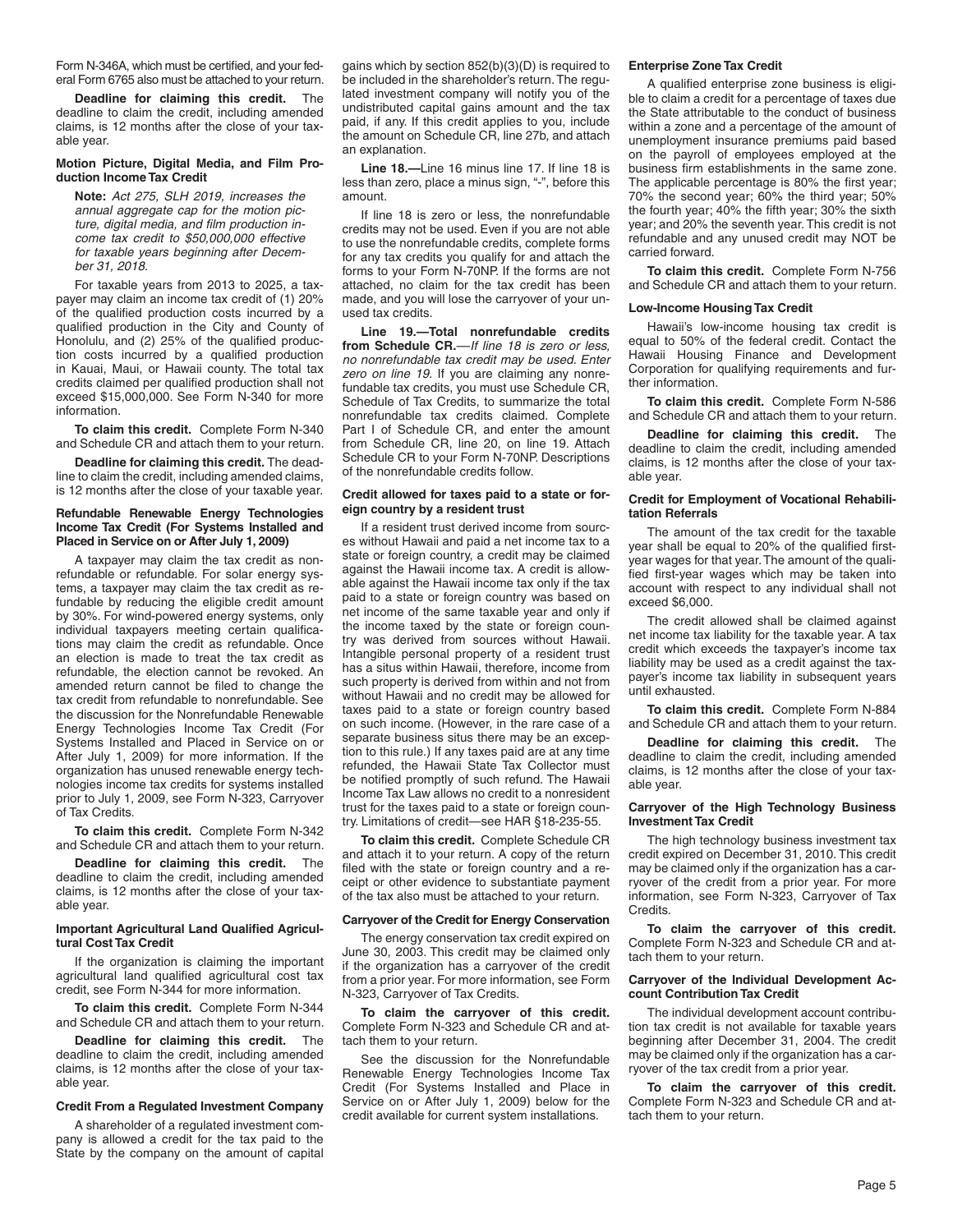Form N-346A, which must be certified, and your federal Form 6765 also must be attached to your return.

**Deadline for claiming this credit.** The deadline to claim the credit, including amended claims, is 12 months after the close of your taxable year.

#### Motion Picture, Digital Media, and Film Production Income Tax Credit

**Note:** *Act 275, SLH 2019, increases the annual aggregate cap for the motion picture, digital media, and film production income tax credit to $50,000,000 effective for taxable years beginning after December 31, 2018.*

For taxable years from 2013 to 2025, a taxpayer may claim an income tax credit of (1) 20% of the qualified production costs incurred by a qualified production in the City and County of Honolulu, and (2) 25% of the qualified production costs incurred by a qualified production in Kauai, Maui, or Hawaii county. The total tax credits claimed per qualified production shall not exceed $15,000,000. See Form N-340 for more information.

**To claim this credit.** Complete Form N-340 and Schedule CR and attach them to your return.

**Deadline for claiming this credit.** The deadline to claim the credit, including amended claims, is 12 months after the close of your taxable year.

#### Refundable Renewable Energy Technologies Income Tax Credit (For Systems Installed and Placed in Service on or After July 1, 2009)

A taxpayer may claim the tax credit as nonrefundable or refundable. For solar energy systems, a taxpayer may claim the tax credit as refundable by reducing the eligible credit amount by 30%. For wind-powered energy systems, only individual taxpayers meeting certain qualifications may claim the credit as refundable. Once an election is made to treat the tax credit as refundable, the election cannot be revoked. An amended return cannot be filed to change the tax credit from refundable to nonrefundable. See the discussion for the Nonrefundable Renewable Energy Technologies Income Tax Credit (For Systems Installed and Placed in Service on or After July 1, 2009) for more information. If the organization has unused renewable energy technologies income tax credits for systems installed prior to July 1, 2009, see Form N-323, Carryover of Tax Credits.

**To claim this credit.** Complete Form N-342 and Schedule CR and attach them to your return.

**Deadline for claiming this credit.** The deadline to claim the credit, including amended claims, is 12 months after the close of your taxable year.

#### Important Agricultural Land Qualified Agricultural Cost Tax Credit

If the organization is claiming the important agricultural land qualified agricultural cost tax credit, see Form N-344 for more information.

**To claim this credit.** Complete Form N-344 and Schedule CR and attach them to your return.

**Deadline for claiming this credit.** The deadline to claim the credit, including amended claims, is 12 months after the close of your taxable year.

#### Credit From a Regulated Investment Company

A shareholder of a regulated investment company is allowed a credit for the tax paid to the State by the company on the amount of capital gains which by section 852(b)(3)(D) is required to be included in the shareholder's return. The regulated investment company will notify you of the undistributed capital gains amount and the tax paid, if any. If this credit applies to you, include the amount on Schedule CR, line 27b, and attach an explanation.

**Line 18.—**Line 16 minus line 17. If line 18 is less than zero, place a minus sign, "-", before this amount.

If line 18 is zero or less, the nonrefundable credits may not be used. Even if you are not able to use the nonrefundable credits, complete forms for any tax credits you qualify for and attach the forms to your Form N-70NP. If the forms are not attached, no claim for the tax credit has been made, and you will lose the carryover of your unused tax credits.

**Line 19.—Total nonrefundable credits from Schedule CR.**—*If line 18 is zero or less, no nonrefundable tax credit may be used. Enter zero on line 19.* If you are claiming any nonrefundable tax credits, you must use Schedule CR, Schedule of Tax Credits, to summarize the total nonrefundable tax credits claimed. Complete Part I of Schedule CR, and enter the amount from Schedule CR, line 20, on line 19. Attach Schedule CR to your Form N-70NP. Descriptions of the nonrefundable credits follow.

#### Credit allowed for taxes paid to a state or foreign country by a resident trust

If a resident trust derived income from sources without Hawaii and paid a net income tax to a state or foreign country, a credit may be claimed against the Hawaii income tax. A credit is allowable against the Hawaii income tax only if the tax paid to a state or foreign country was based on net income of the same taxable year and only if the income taxed by the state or foreign country was derived from sources without Hawaii. Intangible personal property of a resident trust has a situs within Hawaii, therefore, income from such property is derived from within and not from without Hawaii and no credit may be allowed for taxes paid to a state or foreign country based on such income. (However, in the rare case of a separate business situs there may be an exception to this rule.) If any taxes paid are at any time refunded, the Hawaii State Tax Collector must be notified promptly of such refund. The Hawaii Income Tax Law allows no credit to a nonresident trust for the taxes paid to a state or foreign country. Limitations of credit—see HAR §18-235-55.

**To claim this credit.** Complete Schedule CR and attach it to your return. A copy of the return filed with the state or foreign country and a receipt or other evidence to substantiate payment of the tax also must be attached to your return.

#### Carryover of the Credit for Energy Conservation

The energy conservation tax credit expired on June 30, 2003. This credit may be claimed only if the organization has a carryover of the credit from a prior year. For more information, see Form N-323, Carryover of Tax Credits.

**To claim the carryover of this credit.** Complete Form N-323 and Schedule CR and attach them to your return.

See the discussion for the Nonrefundable Renewable Energy Technologies Income Tax Credit (For Systems Installed and Place in Service on or After July 1, 2009) below for the credit available for current system installations.

#### Enterprise Zone Tax Credit

A qualified enterprise zone business is eligible to claim a credit for a percentage of taxes due the State attributable to the conduct of business within a zone and a percentage of the amount of unemployment insurance premiums paid based on the payroll of employees employed at the business firm establishments in the same zone. The applicable percentage is 80% the first year; 70% the second year; 60% the third year; 50% the fourth year; 40% the fifth year; 30% the sixth year; and 20% the seventh year. This credit is not refundable and any unused credit may NOT be carried forward.

**To claim this credit.** Complete Form N-756 and Schedule CR and attach them to your return.

#### Low-Income Housing Tax Credit

Hawaii's low-income housing tax credit is equal to 50% of the federal credit. Contact the Hawaii Housing Finance and Development Corporation for qualifying requirements and further information.

**To claim this credit.** Complete Form N-586 and Schedule CR and attach them to your return.

**Deadline for claiming this credit.** The deadline to claim the credit, including amended claims, is 12 months after the close of your taxable year.

#### Credit for Employment of Vocational Rehabilitation Referrals

The amount of the tax credit for the taxable year shall be equal to 20% of the qualified first-year wages for that year. The amount of the qualified first-year wages which may be taken into account with respect to any individual shall not exceed $6,000.

The credit allowed shall be claimed against net income tax liability for the taxable year. A tax credit which exceeds the taxpayer's income tax liability may be used as a credit against the taxpayer's income tax liability in subsequent years until exhausted.

**To claim this credit.** Complete Form N-884 and Schedule CR and attach them to your return.

**Deadline for claiming this credit.** The deadline to claim the credit, including amended claims, is 12 months after the close of your taxable year.

#### Carryover of the High Technology Business Investment Tax Credit

The high technology business investment tax credit expired on December 31, 2010. This credit may be claimed only if the organization has a carryover of the credit from a prior year. For more information, see Form N-323, Carryover of Tax Credits.

**To claim the carryover of this credit.** Complete Form N-323 and Schedule CR and attach them to your return.

#### Carryover of the Individual Development Account Contribution Tax Credit

The individual development account contribution tax credit is not available for taxable years beginning after December 31, 2004. The credit may be claimed only if the organization has a carryover of the tax credit from a prior year.

**To claim the carryover of this credit.** Complete Form N-323 and Schedule CR and attach them to your return.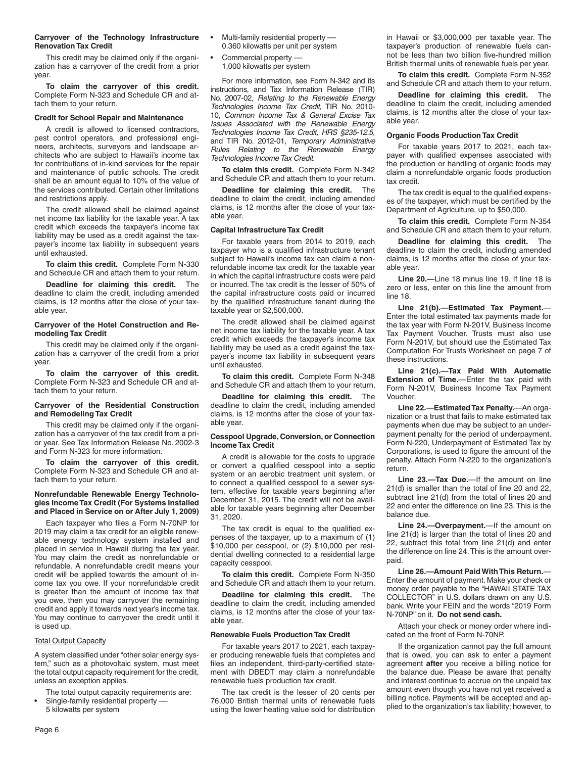**Carryover of the Technology Infrastructure Renovation Tax Credit**

This credit may be claimed only if the organization has a carryover of the credit from a prior year.

**To claim the carryover of this credit.** Complete Form N-323 and Schedule CR and attach them to your return.

**Credit for School Repair and Maintenance**

A credit is allowed to licensed contractors, pest control operators, and professional engineers, architects, surveyors and landscape architects who are subject to Hawaii's income tax for contributions of in-kind services for the repair and maintenance of public schools. The credit shall be an amount equal to 10% of the value of the services contributed. Certain other limitations and restrictions apply.

The credit allowed shall be claimed against net income tax liability for the taxable year. A tax credit which exceeds the taxpayer's income tax liability may be used as a credit against the taxpayer's income tax liability in subsequent years until exhausted.

**To claim this credit.** Complete Form N-330 and Schedule CR and attach them to your return.

**Deadline for claiming this credit.** The deadline to claim the credit, including amended claims, is 12 months after the close of your taxable year.

**Carryover of the Hotel Construction and Remodeling Tax Credit**

This credit may be claimed only if the organization has a carryover of the credit from a prior year.

**To claim the carryover of this credit.** Complete Form N-323 and Schedule CR and attach them to your return.

**Carryover of the Residential Construction and Remodeling Tax Credit**

This credit may be claimed only if the organization has a carryover of the tax credit from a prior year. See Tax Information Release No. 2002-3 and Form N-323 for more information.

**To claim the carryover of this credit.** Complete Form N-323 and Schedule CR and attach them to your return.

**Nonrefundable Renewable Energy Technologies Income Tax Credit (For Systems Installed and Placed in Service on or After July 1, 2009)**

Each taxpayer who files a Form N-70NP for 2019 may claim a tax credit for an eligible renewable energy technology system installed and placed in service in Hawaii during the tax year. You may claim the credit as nonrefundable or refundable. A nonrefundable credit means your credit will be applied towards the amount of income tax you owe. If your nonrefundable credit is greater than the amount of income tax that you owe, then you may carryover the remaining credit and apply it towards next year's income tax. You may continue to carryover the credit until it is used up.

Total Output Capacity

A system classified under "other solar energy system," such as a photovoltaic system, must meet the total output capacity requirement for the credit, unless an exception applies.

The total output capacity requirements are:

- Single-family residential property — 5 kilowatts per system
- Multi-family residential property — 0.360 kilowatts per unit per system
- Commercial property — 1,000 kilowatts per system

For more information, see Form N-342 and its instructions, and Tax Information Release (TIR) No. 2007-02, *Relating to the Renewable Energy Technologies Income Tax Credit*, TIR No. 2010-10, *Common Income Tax & General Excise Tax Issues Associated with the Renewable Energy Technologies Income Tax Credit, HRS §235-12.5*, and TIR No. 2012-01, *Temporary Administrative Rules Relating to the Renewable Energy Technologies Income Tax Credit*.

**To claim this credit.** Complete Form N-342 and Schedule CR and attach them to your return.

**Deadline for claiming this credit.** The deadline to claim the credit, including amended claims, is 12 months after the close of your taxable year.

**Capital Infrastructure Tax Credit**

For taxable years from 2014 to 2019, each taxpayer who is a qualified infrastructure tenant subject to Hawaii's income tax can claim a nonrefundable income tax credit for the taxable year in which the capital infrastructure costs were paid or incurred. The tax credit is the lesser of 50% of the capital infrastructure costs paid or incurred by the qualified infrastructure tenant during the taxable year or $2,500,000.

The credit allowed shall be claimed against net income tax liability for the taxable year. A tax credit which exceeds the taxpayer's income tax liability may be used as a credit against the taxpayer's income tax liability in subsequent years until exhausted.

**To claim this credit.** Complete Form N-348 and Schedule CR and attach them to your return.

**Deadline for claiming this credit.** The deadline to claim the credit, including amended claims, is 12 months after the close of your taxable year.

**Cesspool Upgrade, Conversion, or Connection Income Tax Credit**

A credit is allowable for the costs to upgrade or convert a qualified cesspool into a septic system or an aerobic treatment unit system, or to connect a qualified cesspool to a sewer system, effective for taxable years beginning after December 31, 2015. The credit will not be available for taxable years beginning after December 31, 2020.

The tax credit is equal to the qualified expenses of the taxpayer, up to a maximum of (1) $10,000 per cesspool, or (2) $10,000 per residential dwelling connected to a residential large capacity cesspool.

**To claim this credit.** Complete Form N-350 and Schedule CR and attach them to your return.

**Deadline for claiming this credit.** The deadline to claim the credit, including amended claims, is 12 months after the close of your taxable year.

**Renewable Fuels Production Tax Credit**

For taxable years 2017 to 2021, each taxpayer producing renewable fuels that completes and files an independent, third-party-certified statement with DBEDT may claim a nonrefundable renewable fuels production tax credit.

The tax credit is the lesser of 20 cents per 76,000 British thermal units of renewable fuels using the lower heating value sold for distribution in Hawaii or $3,000,000 per taxable year. The taxpayer's production of renewable fuels cannot be less than two billion five-hundred million British thermal units of renewable fuels per year.

**To claim this credit.** Complete Form N-352 and Schedule CR and attach them to your return.

**Deadline for claiming this credit.** The deadline to claim the credit, including amended claims, is 12 months after the close of your taxable year.

**Organic Foods Production Tax Credit**

For taxable years 2017 to 2021, each taxpayer with qualified expenses associated with the production or handling of organic foods may claim a nonrefundable organic foods production tax credit.

The tax credit is equal to the qualified expenses of the taxpayer, which must be certified by the Department of Agriculture, up to $50,000.

**To claim this credit.** Complete Form N-354 and Schedule CR and attach them to your return.

**Deadline for claiming this credit.** The deadline to claim the credit, including amended claims, is 12 months after the close of your taxable year.

**Line 20.—**Line 18 minus line 19. If line 18 is zero or less, enter on this line the amount from line 18.

**Line 21(b).—Estimated Tax Payment.**—Enter the total estimated tax payments made for the tax year with Form N-201V, Business Income Tax Payment Voucher. Trusts must also use Form N-201V, but should use the Estimated Tax Computation For Trusts Worksheet on page 7 of these instructions.

**Line 21(c).—Tax Paid With Automatic Extension of Time.**—Enter the tax paid with Form N-201V, Business Income Tax Payment Voucher.

**Line 22.—Estimated Tax Penalty.**—An organization or a trust that fails to make estimated tax payments when due may be subject to an underpayment penalty for the period of underpayment. Form N-220, Underpayment of Estimated Tax by Corporations, is used to figure the amount of the penalty. Attach Form N-220 to the organization's return.

**Line 23.—Tax Due.**—If the amount on line 21(d) is smaller than the total of line 20 and 22, subtract line 21(d) from the total of lines 20 and 22 and enter the difference on line 23. This is the balance due.

**Line 24.—Overpayment.**—If the amount on line 21(d) is larger than the total of lines 20 and 22, subtract this total from line 21(d) and enter the difference on line 24. This is the amount overpaid.

**Line 26.—Amount Paid With This Return.**—Enter the amount of payment. Make your check or money order payable to the "HAWAII STATE TAX COLLECTOR" in U.S. dollars drawn on any U.S. bank. Write your FEIN and the words "2019 Form N-70NP" on it. **Do not send cash.**

Attach your check or money order where indicated on the front of Form N-70NP.

If the organization cannot pay the full amount that is owed, you can ask to enter a payment agreement **after** you receive a billing notice for the balance due. Please be aware that penalty and interest continue to accrue on the unpaid tax amount even though you have not yet received a billing notice. Payments will be accepted and applied to the organization's tax liability; however, to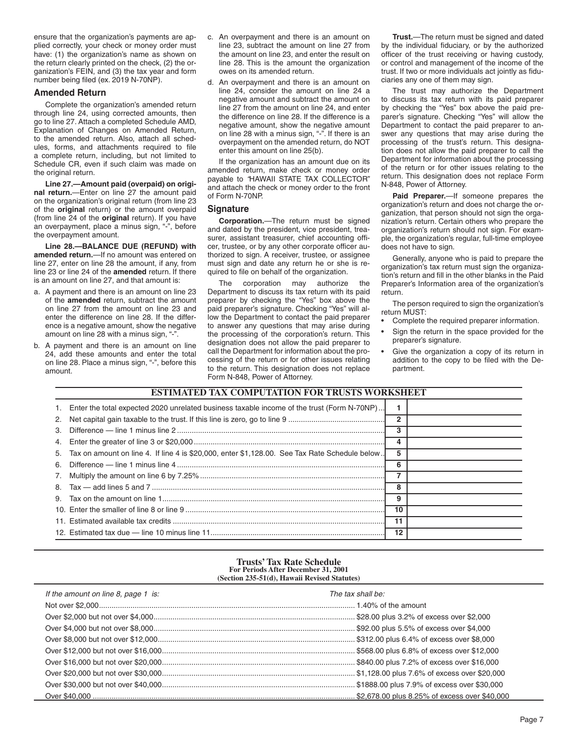ensure that the organization's payments are applied correctly, your check or money order must have: (1) the organization's name as shown on the return clearly printed on the check, (2) the organization's FEIN, and (3) the tax year and form number being filed (ex. 2019 N-70NP).

### Amended Return

Complete the organization's amended return through line 24, using corrected amounts, then go to line 27. Attach a completed Schedule AMD, Explanation of Changes on Amended Return, to the amended return. Also, attach all schedules, forms, and attachments required to file a complete return, including, but not limited to Schedule CR, even if such claim was made on the original return.

**Line 27.—Amount paid (overpaid) on original return.**—Enter on line 27 the amount paid on the organization's original return (from line 23 of the **original** return) or the amount overpaid (from line 24 of the **original** return). If you have an overpayment, place a minus sign, "-", before the overpayment amount.

**Line 28.—BALANCE DUE (REFUND) with amended return.**—If no amount was entered on line 27, enter on line 28 the amount, if any, from line 23 or line 24 of the **amended** return. If there is an amount on line 27, and that amount is:

a. A payment and there is an amount on line 23 of the **amended** return, subtract the amount on line 27 from the amount on line 23 and enter the difference on line 28. If the difference is a negative amount, show the negative amount on line 28 with a minus sign, "-".

b. A payment and there is an amount on line 24, add these amounts and enter the total on line 28. Place a minus sign, "-", before this amount.

c. An overpayment and there is an amount on line 23, subtract the amount on line 27 from the amount on line 23, and enter the result on line 28. This is the amount the organization owes on its amended return.

d. An overpayment and there is an amount on line 24, consider the amount on line 24 a negative amount and subtract the amount on line 27 from the amount on line 24, and enter the difference on line 28. If the difference is a negative amount, show the negative amount on line 28 with a minus sign, "-". If there is an overpayment on the amended return, do NOT enter this amount on line 25(b).

If the organization has an amount due on its amended return, make check or money order payable to "HAWAII STATE TAX COLLECTOR" and attach the check or money order to the front of Form N-70NP.

### Signature

**Corporation.**—The return must be signed and dated by the president, vice president, treasurer, assistant treasurer, chief accounting officer, trustee, or by any other corporate officer authorized to sign. A receiver, trustee, or assignee must sign and date any return he or she is required to file on behalf of the organization.

The corporation may authorize the Department to discuss its tax return with its paid preparer by checking the "Yes" box above the paid preparer's signature. Checking "Yes" will allow the Department to contact the paid preparer to answer any questions that may arise during the processing of the corporation's return. This designation does not allow the paid preparer to call the Department for information about the processing of the return or for other issues relating to the return. This designation does not replace Form N-848, Power of Attorney.

**Trust.**—The return must be signed and dated by the individual fiduciary, or by the authorized officer of the trust receiving or having custody, or control and management of the income of the trust. If two or more individuals act jointly as fiduciaries any one of them may sign.

The trust may authorize the Department to discuss its tax return with its paid preparer by checking the "Yes" box above the paid preparer's signature. Checking "Yes" will allow the Department to contact the paid preparer to answer any questions that may arise during the processing of the trust's return. This designation does not allow the paid preparer to call the Department for information about the processing of the return or for other issues relating to the return. This designation does not replace Form N-848, Power of Attorney.

**Paid Preparer.**—If someone prepares the organization's return and does not charge the organization, that person should not sign the organization's return. Certain others who prepare the organization's return should not sign. For example, the organization's regular, full-time employee does not have to sign.

Generally, anyone who is paid to prepare the organization's tax return must sign the organization's return and fill in the other blanks in the Paid Preparer's Information area of the organization's return.

The person required to sign the organization's return MUST:

- Complete the required preparer information.
- Sign the return in the space provided for the preparer's signature.
- Give the organization a copy of its return in addition to the copy to be filed with the Department.

## ESTIMATED TAX COMPUTATION FOR TRUSTS WORKSHEET

| | | |
|---|---|---|
| 1. Enter the total expected 2020 unrelated business taxable income of the trust (Form N-70NP) | 1 | |
| 2. Net capital gain taxable to the trust. If this line is zero, go to line 9 | 2 | |
| 3. Difference — line 1 minus line 2 | 3 | |
| 4. Enter the greater of line 3 or $20,000 | 4 | |
| 5. Tax on amount on line 4. If line 4 is $20,000, enter $1,128.00. See Tax Rate Schedule below | 5 | |
| 6. Difference — line 1 minus line 4 | 6 | |
| 7. Multiply the amount on line 6 by 7.25% | 7 | |
| 8. Tax — add lines 5 and 7 | 8 | |
| 9. Tax on the amount on line 1 | 9 | |
| 10. Enter the smaller of line 8 or line 9 | 10 | |
| 11. Estimated available tax credits | 11 | |
| 12. Estimated tax due — line 10 minus line 11 | 12 | |

## Trusts' Tax Rate Schedule

**For Periods After December 31, 2001**
**(Section 235-51(d), Hawaii Revised Statutes)**

| *If the amount on line 8, page 1 is:* | *The tax shall be:* |
|---|---|
| Not over $2,000 | 1.40% of the amount |
| Over $2,000 but not over $4,000 | $28.00 plus 3.2% of excess over $2,000 |
| Over $4,000 but not over $8,000 | $92.00 plus 5.5% of excess over $4,000 |
| Over $8,000 but not over $12,000 | $312.00 plus 6.4% of excess over $8,000 |
| Over $12,000 but not over $16,000 | $568.00 plus 6.8% of excess over $12,000 |
| Over $16,000 but not over $20,000 | $840.00 plus 7.2% of excess over $16,000 |
| Over $20,000 but not over $30,000 | $1,128.00 plus 7.6% of excess over $20,000 |
| Over $30,000 but not over $40,000 | $1888.00 plus 7.9% of excess over $30,000 |
| Over $40,000 | $2,678.00 plus 8.25% of excess over $40,000 |